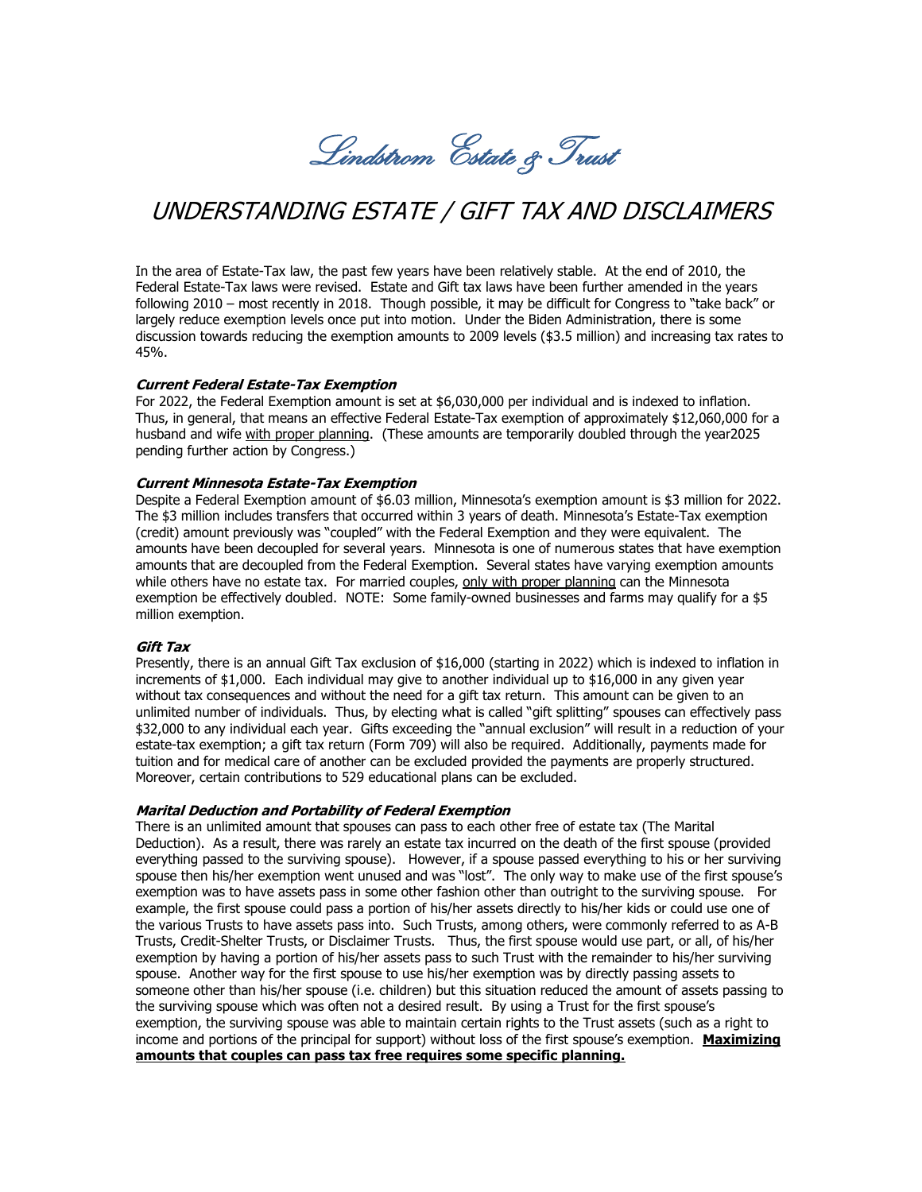*Lindstrom Estate & Trust*

# UNDERSTANDING ESTATE / GIFT TAX AND DISCLAIMERS

In the area of Estate-Tax law, the past few years have been relatively stable. At the end of 2010, the Federal Estate-Tax laws were revised. Estate and Gift tax laws have been further amended in the years following 2010 – most recently in 2018. Though possible, it may be difficult for Congress to "take back" or largely reduce exemption levels once put into motion. Under the Biden Administration, there is some discussion towards reducing the exemption amounts to 2009 levels ($3.5 million) and increasing tax rates to 45%.

### ***Current Federal Estate-Tax Exemption***

For 2022, the Federal Exemption amount is set at $6,030,000 per individual and is indexed to inflation. Thus, in general, that means an effective Federal Estate-Tax exemption of approximately $12,060,000 for a husband and wife <u>with proper planning</u>. (These amounts are temporarily doubled through the year2025 pending further action by Congress.)

### ***Current Minnesota Estate-Tax Exemption***

Despite a Federal Exemption amount of $6.03 million, Minnesota's exemption amount is $3 million for 2022. The $3 million includes transfers that occurred within 3 years of death. Minnesota's Estate-Tax exemption (credit) amount previously was "coupled" with the Federal Exemption and they were equivalent. The amounts have been decoupled for several years. Minnesota is one of numerous states that have exemption amounts that are decoupled from the Federal Exemption. Several states have varying exemption amounts while others have no estate tax. For married couples, <u>only with proper planning</u> can the Minnesota exemption be effectively doubled. NOTE: Some family-owned businesses and farms may qualify for a $5 million exemption.

### ***Gift Tax***

Presently, there is an annual Gift Tax exclusion of $16,000 (starting in 2022) which is indexed to inflation in increments of $1,000. Each individual may give to another individual up to $16,000 in any given year without tax consequences and without the need for a gift tax return. This amount can be given to an unlimited number of individuals. Thus, by electing what is called "gift splitting" spouses can effectively pass $32,000 to any individual each year. Gifts exceeding the "annual exclusion" will result in a reduction of your estate-tax exemption; a gift tax return (Form 709) will also be required. Additionally, payments made for tuition and for medical care of another can be excluded provided the payments are properly structured. Moreover, certain contributions to 529 educational plans can be excluded.

### ***Marital Deduction and Portability of Federal Exemption***

There is an unlimited amount that spouses can pass to each other free of estate tax (The Marital Deduction). As a result, there was rarely an estate tax incurred on the death of the first spouse (provided everything passed to the surviving spouse). However, if a spouse passed everything to his or her surviving spouse then his/her exemption went unused and was "lost". The only way to make use of the first spouse's exemption was to have assets pass in some other fashion other than outright to the surviving spouse. For example, the first spouse could pass a portion of his/her assets directly to his/her kids or could use one of the various Trusts to have assets pass into. Such Trusts, among others, were commonly referred to as A-B Trusts, Credit-Shelter Trusts, or Disclaimer Trusts. Thus, the first spouse would use part, or all, of his/her exemption by having a portion of his/her assets pass to such Trust with the remainder to his/her surviving spouse. Another way for the first spouse to use his/her exemption was by directly passing assets to someone other than his/her spouse (i.e. children) but this situation reduced the amount of assets passing to the surviving spouse which was often not a desired result. By using a Trust for the first spouse's exemption, the surviving spouse was able to maintain certain rights to the Trust assets (such as a right to income and portions of the principal for support) without loss of the first spouse's exemption. <u>**Maximizing amounts that couples can pass tax free requires some specific planning.**</u>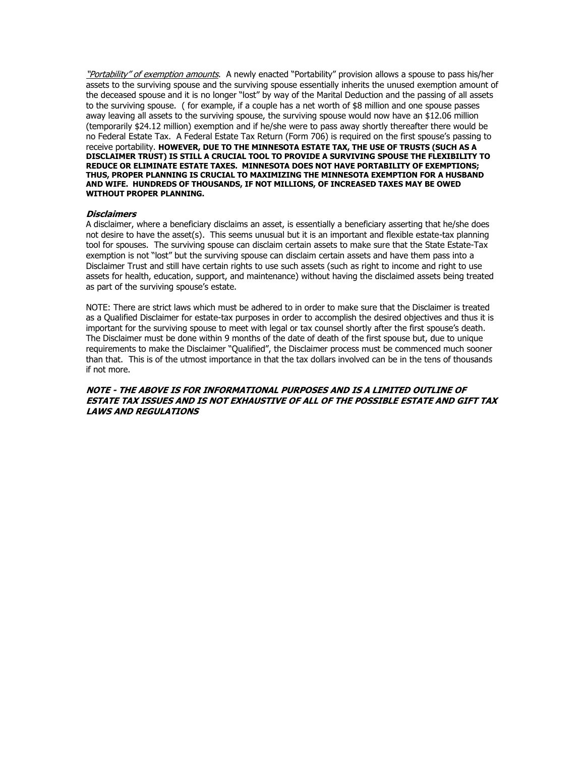*"Portability" of exemption amounts*. A newly enacted "Portability" provision allows a spouse to pass his/her assets to the surviving spouse and the surviving spouse essentially inherits the unused exemption amount of the deceased spouse and it is no longer "lost" by way of the Marital Deduction and the passing of all assets to the surviving spouse. ( for example, if a couple has a net worth of $8 million and one spouse passes away leaving all assets to the surviving spouse, the surviving spouse would now have an $12.06 million (temporarily $24.12 million) exemption and if he/she were to pass away shortly thereafter there would be no Federal Estate Tax. A Federal Estate Tax Return (Form 706) is required on the first spouse's passing to receive portability. **HOWEVER, DUE TO THE MINNESOTA ESTATE TAX, THE USE OF TRUSTS (SUCH AS A DISCLAIMER TRUST) IS STILL A CRUCIAL TOOL TO PROVIDE A SURVIVING SPOUSE THE FLEXIBILITY TO REDUCE OR ELIMINATE ESTATE TAXES. MINNESOTA DOES NOT HAVE PORTABILITY OF EXEMPTIONS; THUS, PROPER PLANNING IS CRUCIAL TO MAXIMIZING THE MINNESOTA EXEMPTION FOR A HUSBAND AND WIFE. HUNDREDS OF THOUSANDS, IF NOT MILLIONS, OF INCREASED TAXES MAY BE OWED WITHOUT PROPER PLANNING.**

***Disclaimers***

A disclaimer, where a beneficiary disclaims an asset, is essentially a beneficiary asserting that he/she does not desire to have the asset(s). This seems unusual but it is an important and flexible estate-tax planning tool for spouses. The surviving spouse can disclaim certain assets to make sure that the State Estate-Tax exemption is not "lost" but the surviving spouse can disclaim certain assets and have them pass into a Disclaimer Trust and still have certain rights to use such assets (such as right to income and right to use assets for health, education, support, and maintenance) without having the disclaimed assets being treated as part of the surviving spouse's estate.

NOTE: There are strict laws which must be adhered to in order to make sure that the Disclaimer is treated as a Qualified Disclaimer for estate-tax purposes in order to accomplish the desired objectives and thus it is important for the surviving spouse to meet with legal or tax counsel shortly after the first spouse's death. The Disclaimer must be done within 9 months of the date of death of the first spouse but, due to unique requirements to make the Disclaimer "Qualified", the Disclaimer process must be commenced much sooner than that. This is of the utmost importance in that the tax dollars involved can be in the tens of thousands if not more.

***NOTE - THE ABOVE IS FOR INFORMATIONAL PURPOSES AND IS A LIMITED OUTLINE OF ESTATE TAX ISSUES AND IS NOT EXHAUSTIVE OF ALL OF THE POSSIBLE ESTATE AND GIFT TAX LAWS AND REGULATIONS***